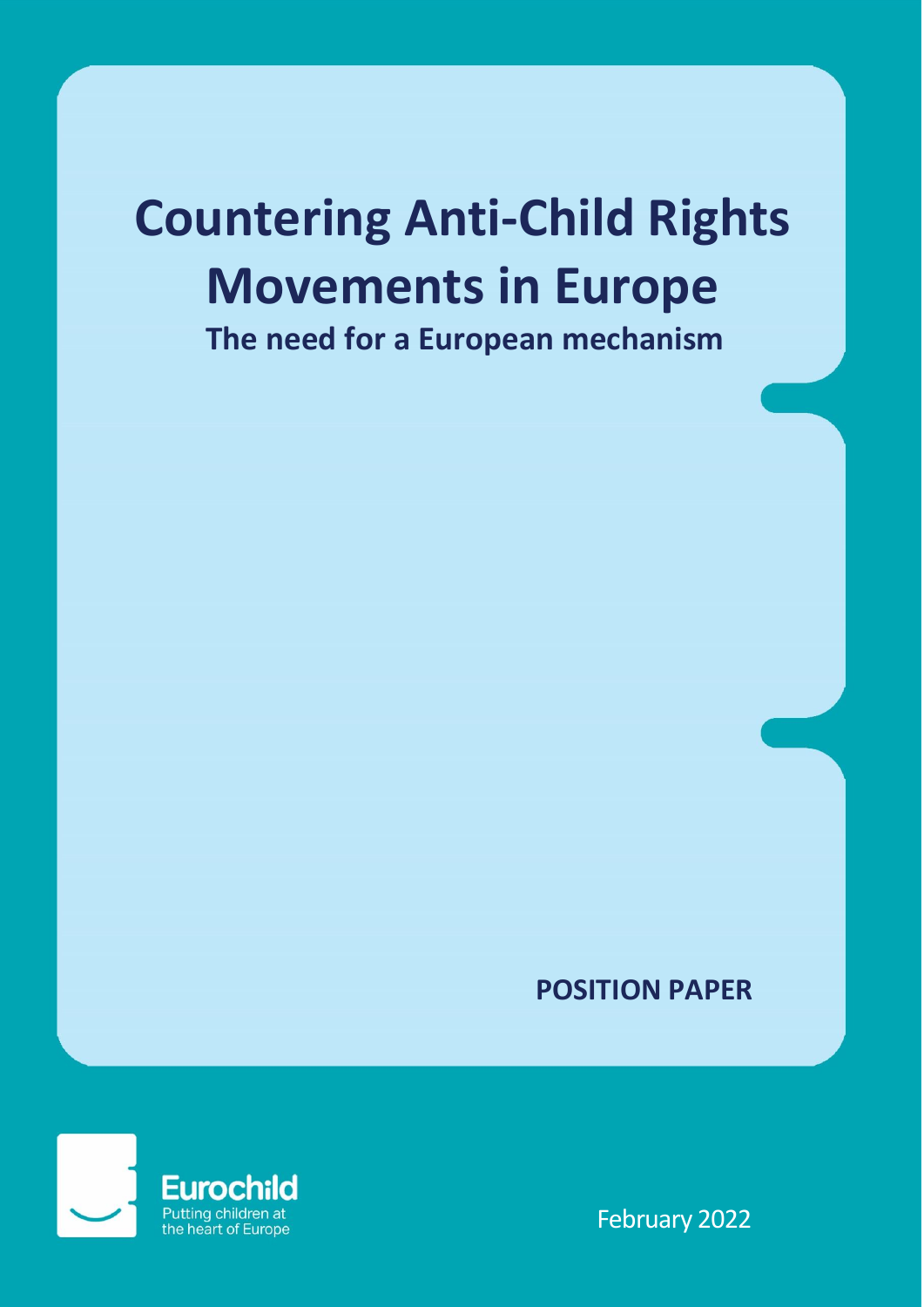# Countering Anti-Child Rights Movements in Europe

## The need for a European mechanism

**POSITION PAPER**

Eurochild
Putting children at the heart of Europe

February 2022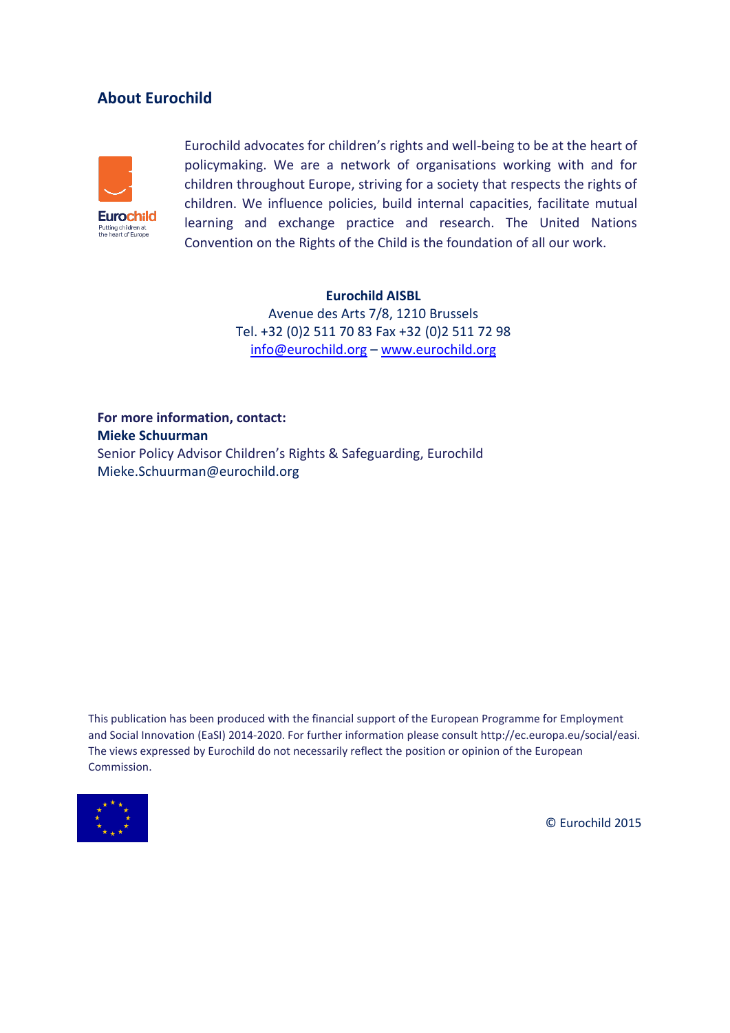## About Eurochild

Eurochild advocates for children's rights and well-being to be at the heart of policymaking. We are a network of organisations working with and for children throughout Europe, striving for a society that respects the rights of children. We influence policies, build internal capacities, facilitate mutual learning and exchange practice and research. The United Nations Convention on the Rights of the Child is the foundation of all our work.

**Eurochild AISBL**
Avenue des Arts 7/8, 1210 Brussels
Tel. +32 (0)2 511 70 83 Fax +32 (0)2 511 72 98
info@eurochild.org – www.eurochild.org

**For more information, contact:**
**Mieke Schuurman**
Senior Policy Advisor Children's Rights & Safeguarding, Eurochild
Mieke.Schuurman@eurochild.org

This publication has been produced with the financial support of the European Programme for Employment and Social Innovation (EaSI) 2014-2020. For further information please consult http://ec.europa.eu/social/easi. The views expressed by Eurochild do not necessarily reflect the position or opinion of the European Commission.

© Eurochild 2015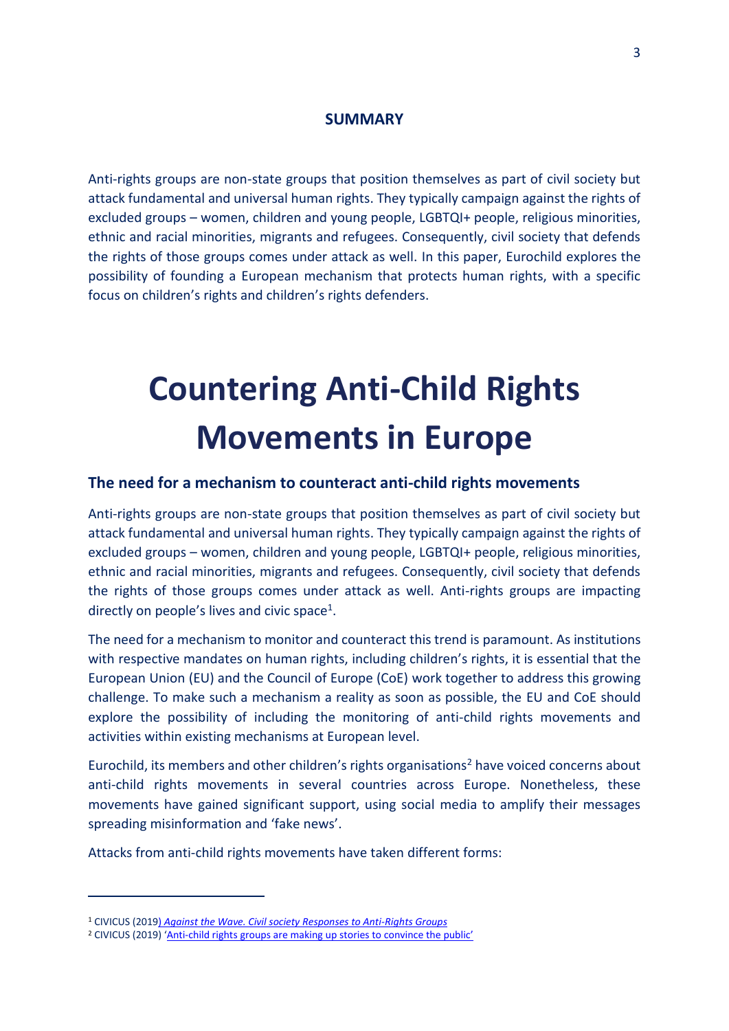**SUMMARY**

Anti-rights groups are non-state groups that position themselves as part of civil society but attack fundamental and universal human rights. They typically campaign against the rights of excluded groups – women, children and young people, LGBTQI+ people, religious minorities, ethnic and racial minorities, migrants and refugees. Consequently, civil society that defends the rights of those groups comes under attack as well. In this paper, Eurochild explores the possibility of founding a European mechanism that protects human rights, with a specific focus on children's rights and children's rights defenders.

# Countering Anti-Child Rights Movements in Europe

## The need for a mechanism to counteract anti-child rights movements

Anti-rights groups are non-state groups that position themselves as part of civil society but attack fundamental and universal human rights. They typically campaign against the rights of excluded groups – women, children and young people, LGBTQI+ people, religious minorities, ethnic and racial minorities, migrants and refugees. Consequently, civil society that defends the rights of those groups comes under attack as well. Anti-rights groups are impacting directly on people's lives and civic space[1].

The need for a mechanism to monitor and counteract this trend is paramount. As institutions with respective mandates on human rights, including children's rights, it is essential that the European Union (EU) and the Council of Europe (CoE) work together to address this growing challenge. To make such a mechanism a reality as soon as possible, the EU and CoE should explore the possibility of including the monitoring of anti-child rights movements and activities within existing mechanisms at European level.

Eurochild, its members and other children's rights organisations[2] have voiced concerns about anti-child rights movements in several countries across Europe. Nonetheless, these movements have gained significant support, using social media to amplify their messages spreading misinformation and 'fake news'.

Attacks from anti-child rights movements have taken different forms:

---

[1] CIVICUS (2019) *Against the Wave. Civil society Responses to Anti-Rights Groups*

[2] CIVICUS (2019) 'Anti-child rights groups are making up stories to convince the public'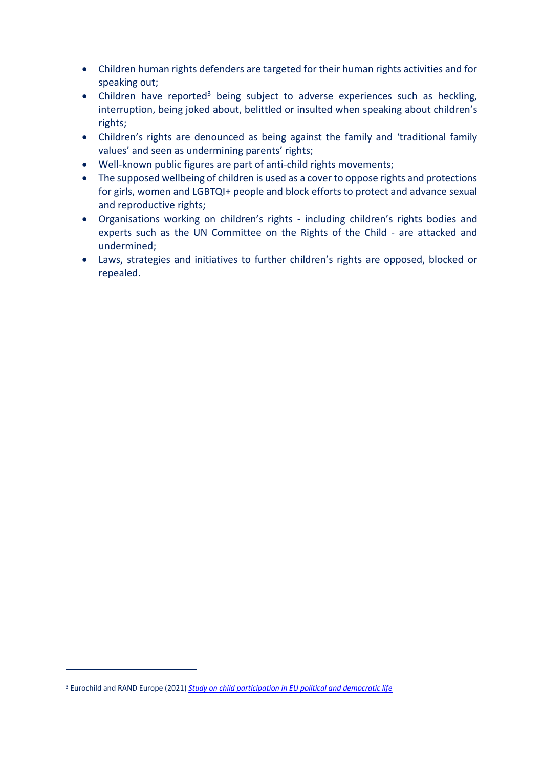- Children human rights defenders are targeted for their human rights activities and for speaking out;
- Children have reported[3] being subject to adverse experiences such as heckling, interruption, being joked about, belittled or insulted when speaking about children's rights;
- Children's rights are denounced as being against the family and 'traditional family values' and seen as undermining parents' rights;
- Well-known public figures are part of anti-child rights movements;
- The supposed wellbeing of children is used as a cover to oppose rights and protections for girls, women and LGBTQI+ people and block efforts to protect and advance sexual and reproductive rights;
- Organisations working on children's rights - including children's rights bodies and experts such as the UN Committee on the Rights of the Child - are attacked and undermined;
- Laws, strategies and initiatives to further children's rights are opposed, blocked or repealed.

---

[3] Eurochild and RAND Europe (2021) *Study on child participation in EU political and democratic life*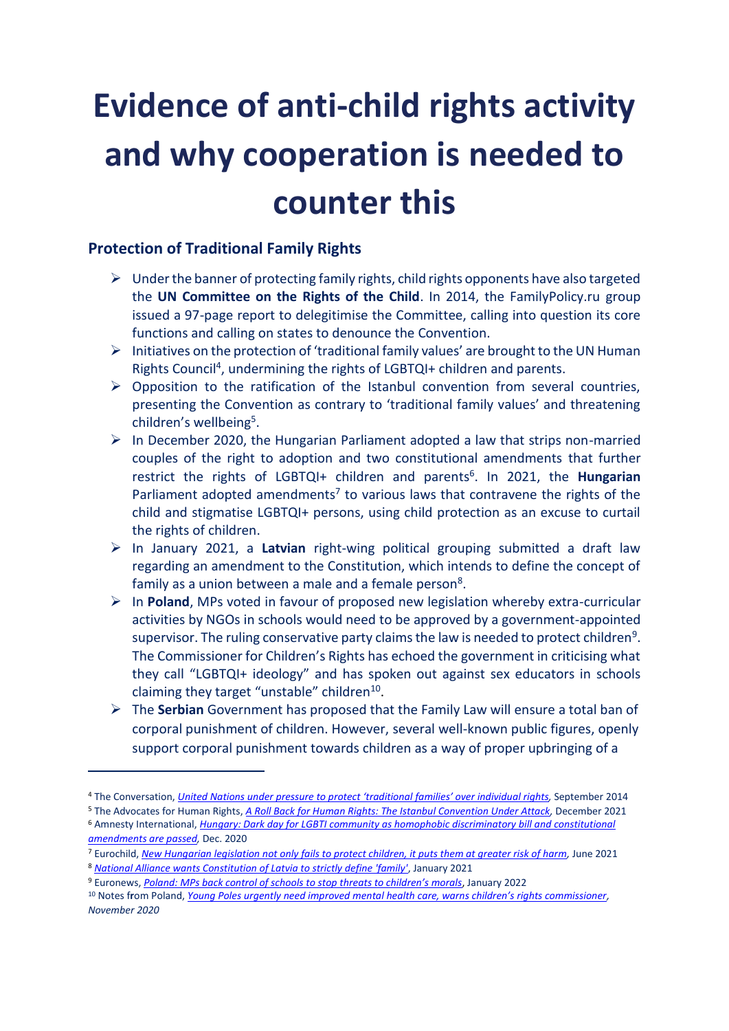# Evidence of anti-child rights activity and why cooperation is needed to counter this

## Protection of Traditional Family Rights

- Under the banner of protecting family rights, child rights opponents have also targeted the **UN Committee on the Rights of the Child**. In 2014, the FamilyPolicy.ru group issued a 97-page report to delegitimise the Committee, calling into question its core functions and calling on states to denounce the Convention.
- Initiatives on the protection of 'traditional family values' are brought to the UN Human Rights Council[4], undermining the rights of LGBTQI+ children and parents.
- Opposition to the ratification of the Istanbul convention from several countries, presenting the Convention as contrary to 'traditional family values' and threatening children's wellbeing[5].
- In December 2020, the Hungarian Parliament adopted a law that strips non-married couples of the right to adoption and two constitutional amendments that further restrict the rights of LGBTQI+ children and parents[6]. In 2021, the **Hungarian** Parliament adopted amendments[7] to various laws that contravene the rights of the child and stigmatise LGBTQI+ persons, using child protection as an excuse to curtail the rights of children.
- In January 2021, a **Latvian** right-wing political grouping submitted a draft law regarding an amendment to the Constitution, which intends to define the concept of family as a union between a male and a female person[8].
- In **Poland**, MPs voted in favour of proposed new legislation whereby extra-curricular activities by NGOs in schools would need to be approved by a government-appointed supervisor. The ruling conservative party claims the law is needed to protect children[9]. The Commissioner for Children's Rights has echoed the government in criticising what they call "LGBTQI+ ideology" and has spoken out against sex educators in schools claiming they target "unstable" children[10].
- The **Serbian** Government has proposed that the Family Law will ensure a total ban of corporal punishment of children. However, several well-known public figures, openly support corporal punishment towards children as a way of proper upbringing of a

---

[4] The Conversation, *United Nations under pressure to protect 'traditional families' over individual rights*, September 2014

[5] The Advocates for Human Rights, *A Roll Back for Human Rights: The Istanbul Convention Under Attack*, December 2021

[6] Amnesty International, *Hungary: Dark day for LGBTI community as homophobic discriminatory bill and constitutional amendments are passed*, Dec. 2020

[7] Eurochild, *New Hungarian legislation not only fails to protect children, it puts them at greater risk of harm*, June 2021

[8] *National Alliance wants Constitution of Latvia to strictly define 'family'*, January 2021

[9] Euronews, *Poland: MPs back control of schools to stop threats to children's morals*, January 2022

[10] Notes from Poland, *Young Poles urgently need improved mental health care, warns children's rights commissioner*, *November 2020*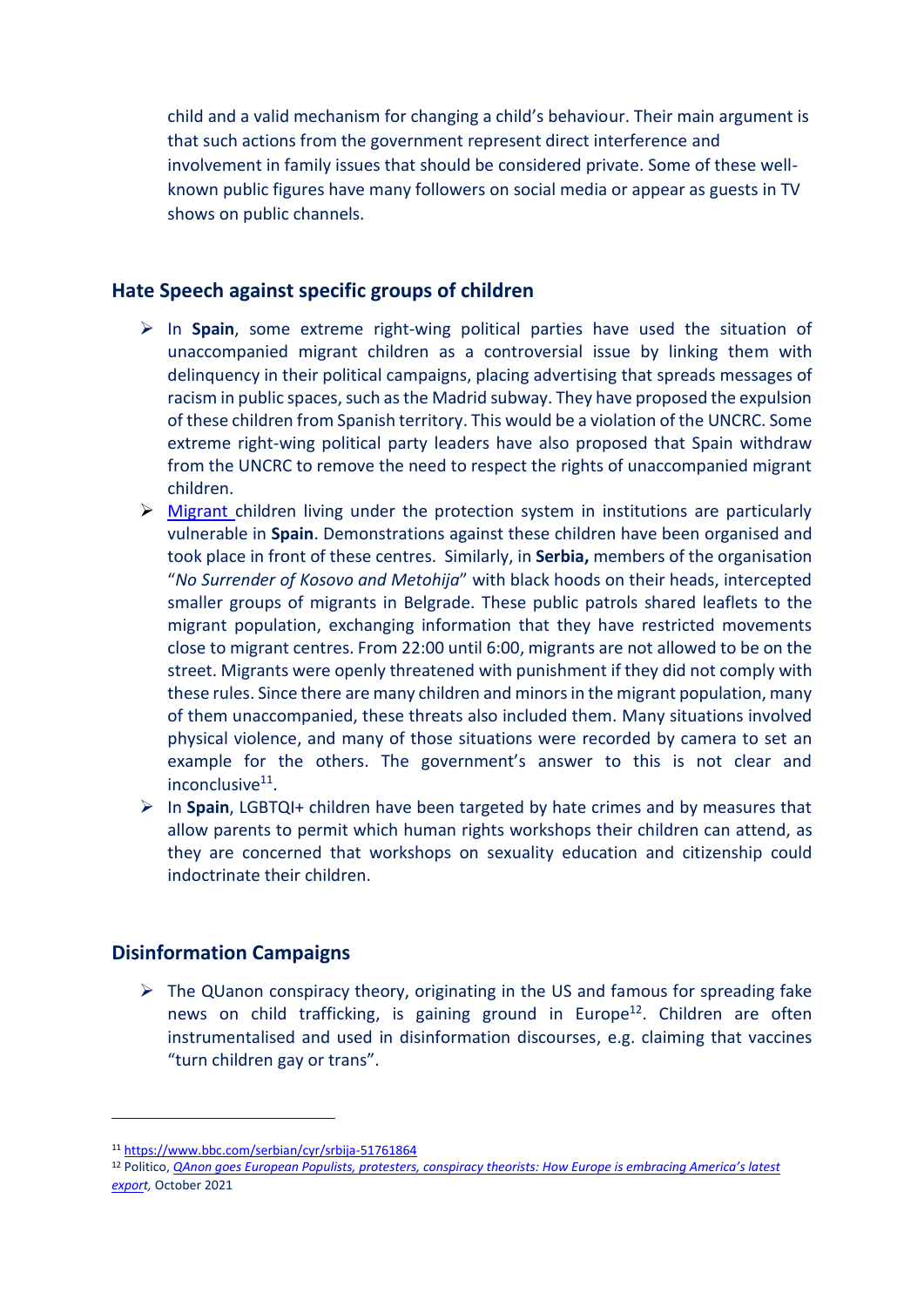child and a valid mechanism for changing a child's behaviour. Their main argument is that such actions from the government represent direct interference and involvement in family issues that should be considered private. Some of these well-known public figures have many followers on social media or appear as guests in TV shows on public channels.

## Hate Speech against specific groups of children

- In **Spain**, some extreme right-wing political parties have used the situation of unaccompanied migrant children as a controversial issue by linking them with delinquency in their political campaigns, placing advertising that spreads messages of racism in public spaces, such as the Madrid subway. They have proposed the expulsion of these children from Spanish territory. This would be a violation of the UNCRC. Some extreme right-wing political party leaders have also proposed that Spain withdraw from the UNCRC to remove the need to respect the rights of unaccompanied migrant children.
- Migrant children living under the protection system in institutions are particularly vulnerable in **Spain**. Demonstrations against these children have been organised and took place in front of these centres. Similarly, in **Serbia,** members of the organisation "*No Surrender of Kosovo and Metohija*" with black hoods on their heads, intercepted smaller groups of migrants in Belgrade. These public patrols shared leaflets to the migrant population, exchanging information that they have restricted movements close to migrant centres. From 22:00 until 6:00, migrants are not allowed to be on the street. Migrants were openly threatened with punishment if they did not comply with these rules. Since there are many children and minors in the migrant population, many of them unaccompanied, these threats also included them. Many situations involved physical violence, and many of those situations were recorded by camera to set an example for the others. The government's answer to this is not clear and inconclusive[11].
- In **Spain**, LGBTQI+ children have been targeted by hate crimes and by measures that allow parents to permit which human rights workshops their children can attend, as they are concerned that workshops on sexuality education and citizenship could indoctrinate their children.

## Disinformation Campaigns

- The QUanon conspiracy theory, originating in the US and famous for spreading fake news on child trafficking, is gaining ground in Europe[12]. Children are often instrumentalised and used in disinformation discourses, e.g. claiming that vaccines "turn children gay or trans".

---

[11] https://www.bbc.com/serbian/cyr/srbija-51761864

[12] Politico, *QAnon goes European Populists, protesters, conspiracy theorists: How Europe is embracing America's latest export,* October 2021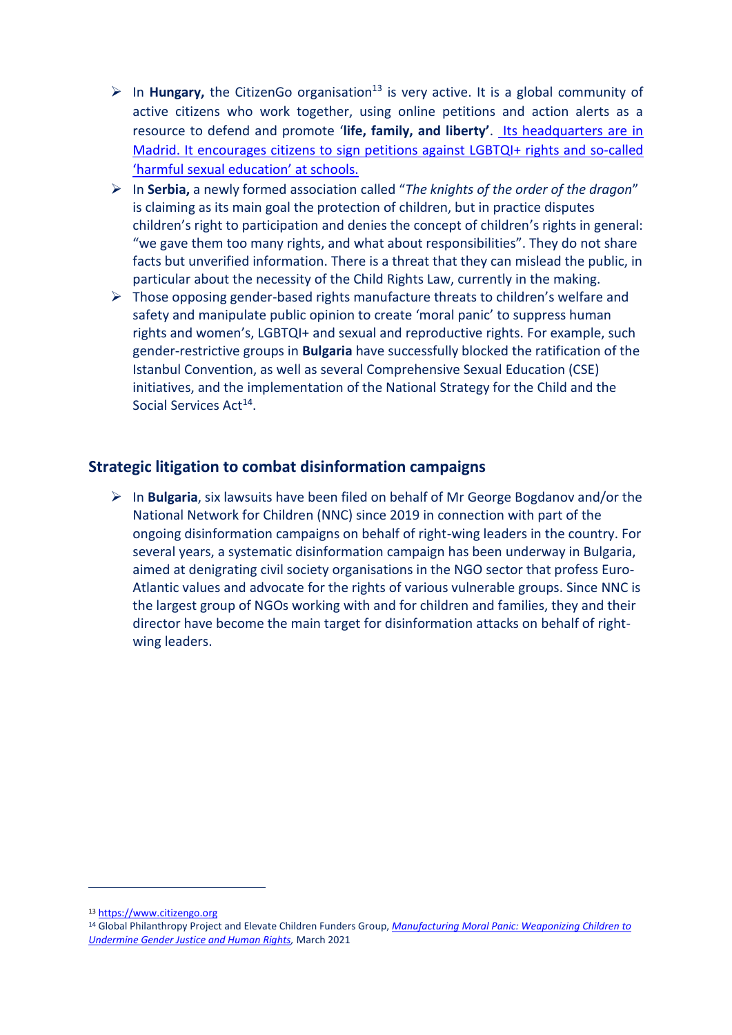- In **Hungary,** the CitizenGo organisation[13] is very active. It is a global community of active citizens who work together, using online petitions and action alerts as a resource to defend and promote '**life, family, and liberty'**. Its headquarters are in Madrid. It encourages citizens to sign petitions against LGBTQI+ rights and so-called 'harmful sexual education' at schools.
- In **Serbia,** a newly formed association called "*The knights of the order of the dragon*" is claiming as its main goal the protection of children, but in practice disputes children's right to participation and denies the concept of children's rights in general: "we gave them too many rights, and what about responsibilities". They do not share facts but unverified information. There is a threat that they can mislead the public, in particular about the necessity of the Child Rights Law, currently in the making.
- Those opposing gender-based rights manufacture threats to children's welfare and safety and manipulate public opinion to create 'moral panic' to suppress human rights and women's, LGBTQI+ and sexual and reproductive rights. For example, such gender-restrictive groups in **Bulgaria** have successfully blocked the ratification of the Istanbul Convention, as well as several Comprehensive Sexual Education (CSE) initiatives, and the implementation of the National Strategy for the Child and the Social Services Act[14].

## Strategic litigation to combat disinformation campaigns

- In **Bulgaria**, six lawsuits have been filed on behalf of Mr George Bogdanov and/or the National Network for Children (NNC) since 2019 in connection with part of the ongoing disinformation campaigns on behalf of right-wing leaders in the country. For several years, a systematic disinformation campaign has been underway in Bulgaria, aimed at denigrating civil society organisations in the NGO sector that profess Euro-Atlantic values and advocate for the rights of various vulnerable groups. Since NNC is the largest group of NGOs working with and for children and families, they and their director have become the main target for disinformation attacks on behalf of right-wing leaders.

---

[13] https://www.citizengo.org

[14] Global Philanthropy Project and Elevate Children Funders Group, *Manufacturing Moral Panic: Weaponizing Children to Undermine Gender Justice and Human Rights,* March 2021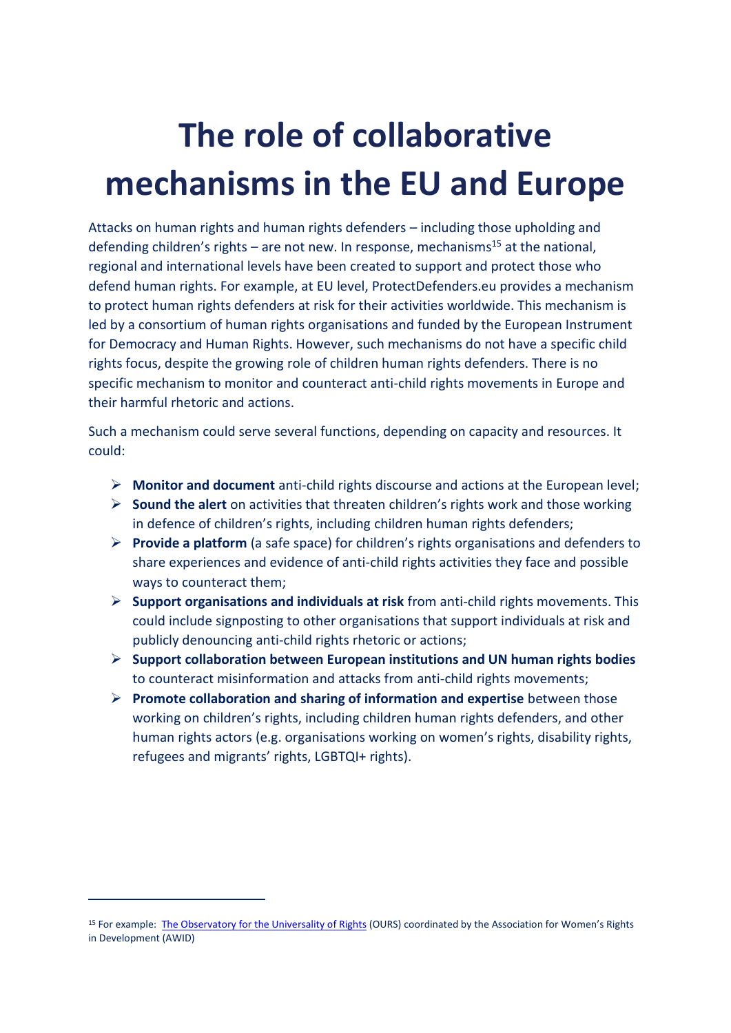# The role of collaborative mechanisms in the EU and Europe

Attacks on human rights and human rights defenders – including those upholding and defending children's rights – are not new. In response, mechanisms[15] at the national, regional and international levels have been created to support and protect those who defend human rights. For example, at EU level, ProtectDefenders.eu provides a mechanism to protect human rights defenders at risk for their activities worldwide. This mechanism is led by a consortium of human rights organisations and funded by the European Instrument for Democracy and Human Rights. However, such mechanisms do not have a specific child rights focus, despite the growing role of children human rights defenders. There is no specific mechanism to monitor and counteract anti-child rights movements in Europe and their harmful rhetoric and actions.

Such a mechanism could serve several functions, depending on capacity and resources. It could:

- **Monitor and document** anti-child rights discourse and actions at the European level;
- **Sound the alert** on activities that threaten children's rights work and those working in defence of children's rights, including children human rights defenders;
- **Provide a platform** (a safe space) for children's rights organisations and defenders to share experiences and evidence of anti-child rights activities they face and possible ways to counteract them;
- **Support organisations and individuals at risk** from anti-child rights movements. This could include signposting to other organisations that support individuals at risk and publicly denouncing anti-child rights rhetoric or actions;
- **Support collaboration between European institutions and UN human rights bodies** to counteract misinformation and attacks from anti-child rights movements;
- **Promote collaboration and sharing of information and expertise** between those working on children's rights, including children human rights defenders, and other human rights actors (e.g. organisations working on women's rights, disability rights, refugees and migrants' rights, LGBTQI+ rights).

---

[15] For example: The Observatory for the Universality of Rights (OURS) coordinated by the Association for Women's Rights in Development (AWID)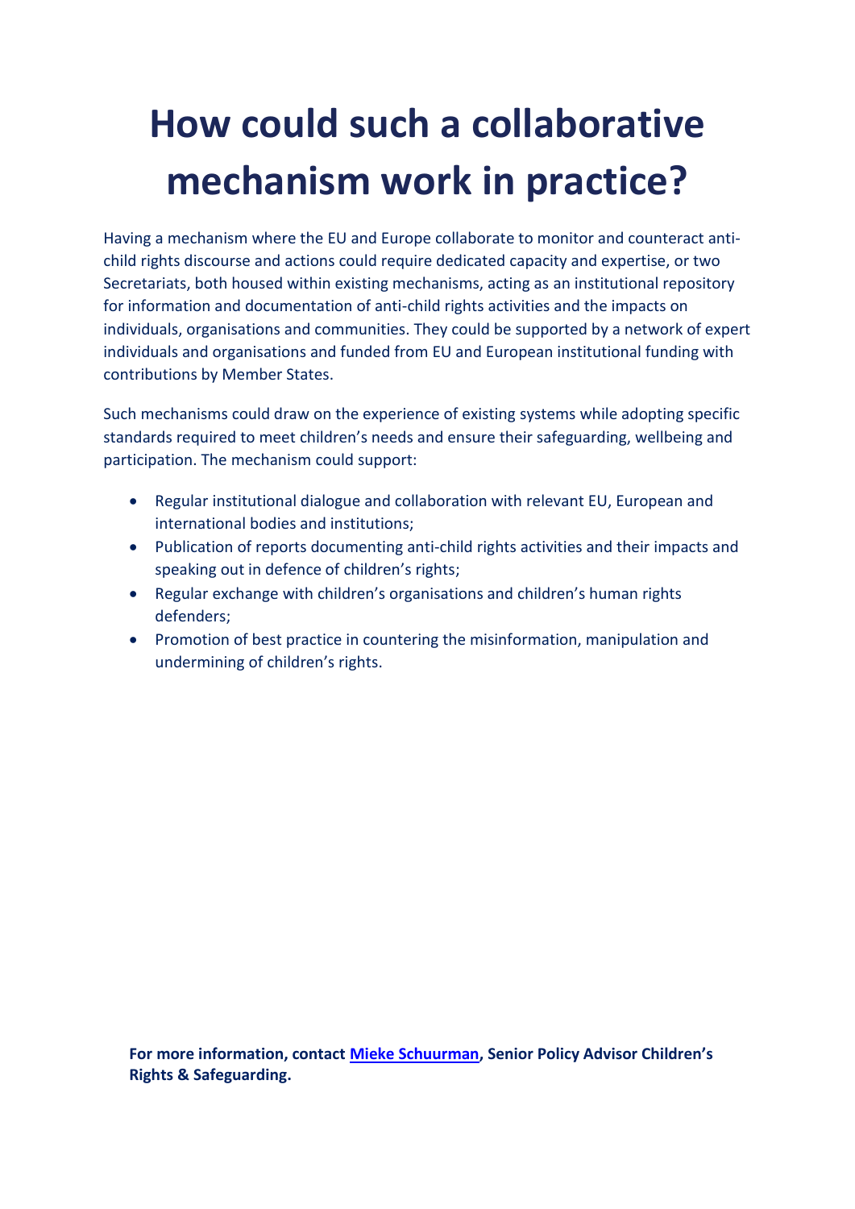# How could such a collaborative mechanism work in practice?

Having a mechanism where the EU and Europe collaborate to monitor and counteract anti-child rights discourse and actions could require dedicated capacity and expertise, or two Secretariats, both housed within existing mechanisms, acting as an institutional repository for information and documentation of anti-child rights activities and the impacts on individuals, organisations and communities. They could be supported by a network of expert individuals and organisations and funded from EU and European institutional funding with contributions by Member States.

Such mechanisms could draw on the experience of existing systems while adopting specific standards required to meet children's needs and ensure their safeguarding, wellbeing and participation. The mechanism could support:

- Regular institutional dialogue and collaboration with relevant EU, European and international bodies and institutions;
- Publication of reports documenting anti-child rights activities and their impacts and speaking out in defence of children's rights;
- Regular exchange with children's organisations and children's human rights defenders;
- Promotion of best practice in countering the misinformation, manipulation and undermining of children's rights.

**For more information, contact Mieke Schuurman, Senior Policy Advisor Children's Rights & Safeguarding.**